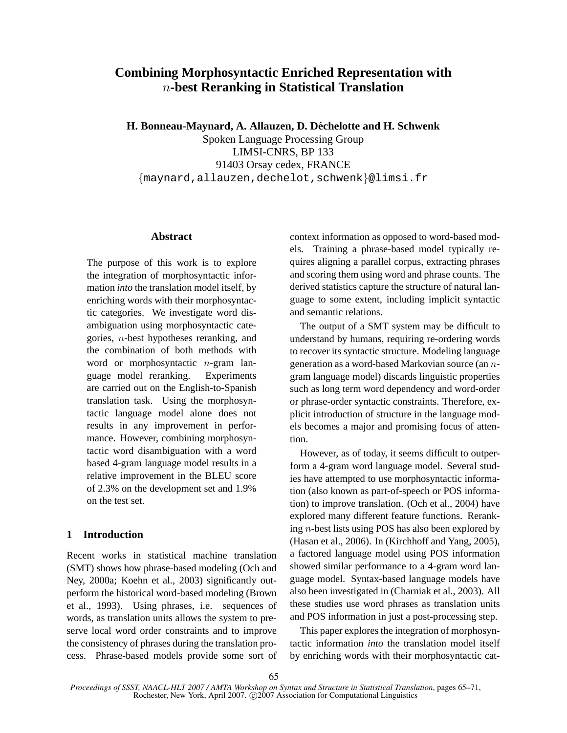# Combining Morphosyntactic Enriched Representation with $n$-best Reranking in Statistical Translation

**H. Bonneau-Maynard, A. Allauzen, D. Déchelotte and H. Schwenk**

Spoken Language Processing Group
LIMSI-CNRS, BP 133
91403 Orsay cedex, FRANCE
{maynard,allauzen,dechelot,schwenk}@limsi.fr

## Abstract

The purpose of this work is to explore the integration of morphosyntactic information *into* the translation model itself, by enriching words with their morphosyntactic categories. We investigate word disambiguation using morphosyntactic categories, $n$-best hypotheses reranking, and the combination of both methods with word or morphosyntactic $n$-gram language model reranking. Experiments are carried out on the English-to-Spanish translation task. Using the morphosyntactic language model alone does not results in any improvement in performance. However, combining morphosyntactic word disambiguation with a word based 4-gram language model results in a relative improvement in the BLEU score of 2.3% on the development set and 1.9% on the test set.

## 1 Introduction

Recent works in statistical machine translation (SMT) shows how phrase-based modeling (Och and Ney, 2000a; Koehn et al., 2003) significantly outperform the historical word-based modeling (Brown et al., 1993). Using phrases, i.e. sequences of words, as translation units allows the system to preserve local word order constraints and to improve the consistency of phrases during the translation process. Phrase-based models provide some sort of context information as opposed to word-based models. Training a phrase-based model typically requires aligning a parallel corpus, extracting phrases and scoring them using word and phrase counts. The derived statistics capture the structure of natural language to some extent, including implicit syntactic and semantic relations.

The output of a SMT system may be difficult to understand by humans, requiring re-ordering words to recover its syntactic structure. Modeling language generation as a word-based Markovian source (an $n$-gram language model) discards linguistic properties such as long term word dependency and word-order or phrase-order syntactic constraints. Therefore, explicit introduction of structure in the language models becomes a major and promising focus of attention.

However, as of today, it seems difficult to outperform a 4-gram word language model. Several studies have attempted to use morphosyntactic information (also known as part-of-speech or POS information) to improve translation. (Och et al., 2004) have explored many different feature functions. Reranking $n$-best lists using POS has also been explored by (Hasan et al., 2006). In (Kirchhoff and Yang, 2005), a factored language model using POS information showed similar performance to a 4-gram word language model. Syntax-based language models have also been investigated in (Charniak et al., 2003). All these studies use word phrases as translation units and POS information in just a post-processing step.

This paper explores the integration of morphosyntactic information *into* the translation model itself by enriching words with their morphosyntactic cat-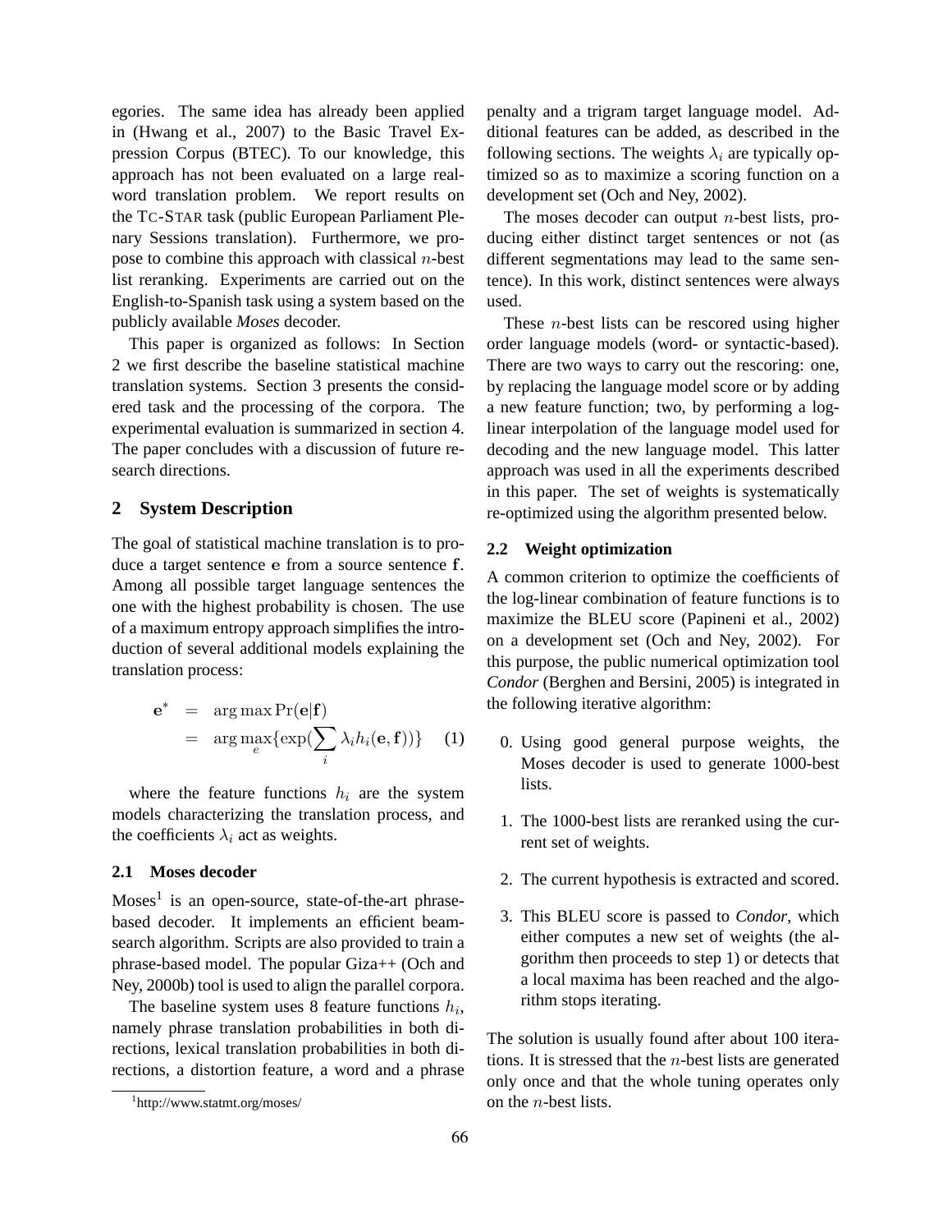egories. The same idea has already been applied in (Hwang et al., 2007) to the Basic Travel Expression Corpus (BTEC). To our knowledge, this approach has not been evaluated on a large realword translation problem. We report results on the TC-STAR task (public European Parliament Plenary Sessions translation). Furthermore, we propose to combine this approach with classical $n$-best list reranking. Experiments are carried out on the English-to-Spanish task using a system based on the publicly available *Moses* decoder.

This paper is organized as follows: In Section 2 we first describe the baseline statistical machine translation systems. Section 3 presents the considered task and the processing of the corpora. The experimental evaluation is summarized in section 4. The paper concludes with a discussion of future research directions.

## 2 System Description

The goal of statistical machine translation is to produce a target sentence $\mathbf{e}$ from a source sentence $\mathbf{f}$. Among all possible target language sentences the one with the highest probability is chosen. The use of a maximum entropy approach simplifies the introduction of several additional models explaining the translation process:

$$\begin{aligned} \mathbf{e}^* &= \arg\max \Pr(\mathbf{e}|\mathbf{f}) \\ &= \arg\max_e \{\exp(\sum_i \lambda_i h_i(\mathbf{e}, \mathbf{f}))\} \end{aligned} \quad (1)$$

where the feature functions $h_i$ are the system models characterizing the translation process, and the coefficients $\lambda_i$ act as weights.

### 2.1 Moses decoder

Moses[1] is an open-source, state-of-the-art phrase-based decoder. It implements an efficient beam-search algorithm. Scripts are also provided to train a phrase-based model. The popular Giza++ (Och and Ney, 2000b) tool is used to align the parallel corpora.

The baseline system uses 8 feature functions $h_i$, namely phrase translation probabilities in both directions, lexical translation probabilities in both directions, a distortion feature, a word and a phrase penalty and a trigram target language model. Additional features can be added, as described in the following sections. The weights $\lambda_i$ are typically optimized so as to maximize a scoring function on a development set (Och and Ney, 2002).

The moses decoder can output $n$-best lists, producing either distinct target sentences or not (as different segmentations may lead to the same sentence). In this work, distinct sentences were always used.

These $n$-best lists can be rescored using higher order language models (word- or syntactic-based). There are two ways to carry out the rescoring: one, by replacing the language model score or by adding a new feature function; two, by performing a log-linear interpolation of the language model used for decoding and the new language model. This latter approach was used in all the experiments described in this paper. The set of weights is systematically re-optimized using the algorithm presented below.

### 2.2 Weight optimization

A common criterion to optimize the coefficients of the log-linear combination of feature functions is to maximize the BLEU score (Papineni et al., 2002) on a development set (Och and Ney, 2002). For this purpose, the public numerical optimization tool *Condor* (Berghen and Bersini, 2005) is integrated in the following iterative algorithm:

0. Using good general purpose weights, the Moses decoder is used to generate 1000-best lists.
1. The 1000-best lists are reranked using the current set of weights.
2. The current hypothesis is extracted and scored.
3. This BLEU score is passed to *Condor*, which either computes a new set of weights (the algorithm then proceeds to step 1) or detects that a local maxima has been reached and the algorithm stops iterating.

The solution is usually found after about 100 iterations. It is stressed that the $n$-best lists are generated only once and that the whole tuning operates only on the $n$-best lists.

[1] http://www.statmt.org/moses/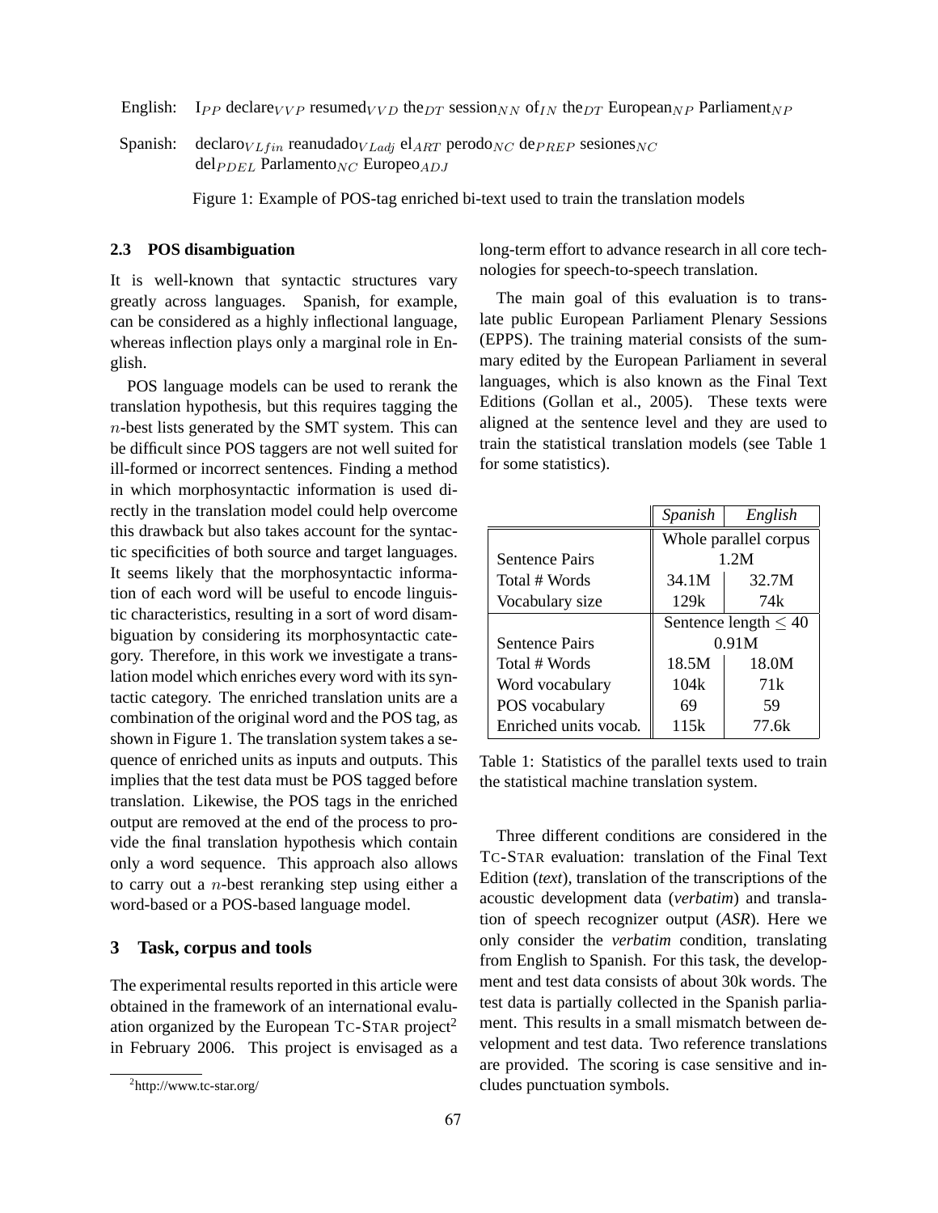English: $\text{I}_{PP}$ $\text{declare}_{VVP}$ $\text{resumed}_{VVD}$ $\text{the}_{DT}$ $\text{session}_{NN}$ $\text{of}_{IN}$ $\text{the}_{DT}$ $\text{European}_{NP}$ $\text{Parliament}_{NP}$

Spanish: $\text{declaro}_{VLfin}$ $\text{reanudado}_{VLadj}$ $\text{el}_{ART}$ $\text{perodo}_{NC}$ $\text{de}_{PREP}$ $\text{sesiones}_{NC}$ $\text{del}_{PDEL}$ $\text{Parlamento}_{NC}$ $\text{Europeo}_{ADJ}$

Figure 1: Example of POS-tag enriched bi-text used to train the translation models

### 2.3 POS disambiguation

It is well-known that syntactic structures vary greatly across languages. Spanish, for example, can be considered as a highly inflectional language, whereas inflection plays only a marginal role in English.

POS language models can be used to rerank the translation hypothesis, but this requires tagging the $n$-best lists generated by the SMT system. This can be difficult since POS taggers are not well suited for ill-formed or incorrect sentences. Finding a method in which morphosyntactic information is used directly in the translation model could help overcome this drawback but also takes account for the syntactic specificities of both source and target languages. It seems likely that the morphosyntactic information of each word will be useful to encode linguistic characteristics, resulting in a sort of word disambiguation by considering its morphosyntactic category. Therefore, in this work we investigate a translation model which enriches every word with its syntactic category. The enriched translation units are a combination of the original word and the POS tag, as shown in Figure 1. The translation system takes a sequence of enriched units as inputs and outputs. This implies that the test data must be POS tagged before translation. Likewise, the POS tags in the enriched output are removed at the end of the process to provide the final translation hypothesis which contain only a word sequence. This approach also allows to carry out a $n$-best reranking step using either a word-based or a POS-based language model.

## 3 Task, corpus and tools

The experimental results reported in this article were obtained in the framework of an international evaluation organized by the European TC-STAR project[2] in February 2006. This project is envisaged as a long-term effort to advance research in all core technologies for speech-to-speech translation.

[2] http://www.tc-star.org/

The main goal of this evaluation is to translate public European Parliament Plenary Sessions (EPPS). The training material consists of the summary edited by the European Parliament in several languages, which is also known as the Final Text Editions (Gollan et al., 2005). These texts were aligned at the sentence level and they are used to train the statistical translation models (see Table 1 for some statistics).

| | *Spanish* | *English* |
|---|---|---|
| | Whole parallel corpus | |
| Sentence Pairs | 1.2M | |
| Total # Words | 34.1M | 32.7M |
| Vocabulary size | 129k | 74k |
| | Sentence length $\leq 40$ | |
| Sentence Pairs | 0.91M | |
| Total # Words | 18.5M | 18.0M |
| Word vocabulary | 104k | 71k |
| POS vocabulary | 69 | 59 |
| Enriched units vocab. | 115k | 77.6k |

Table 1: Statistics of the parallel texts used to train the statistical machine translation system.

Three different conditions are considered in the TC-STAR evaluation: translation of the Final Text Edition (*text*), translation of the transcriptions of the acoustic development data (*verbatim*) and translation of speech recognizer output (*ASR*). Here we only consider the *verbatim* condition, translating from English to Spanish. For this task, the development and test data consists of about 30k words. The test data is partially collected in the Spanish parliament. This results in a small mismatch between development and test data. Two reference translations are provided. The scoring is case sensitive and includes punctuation symbols.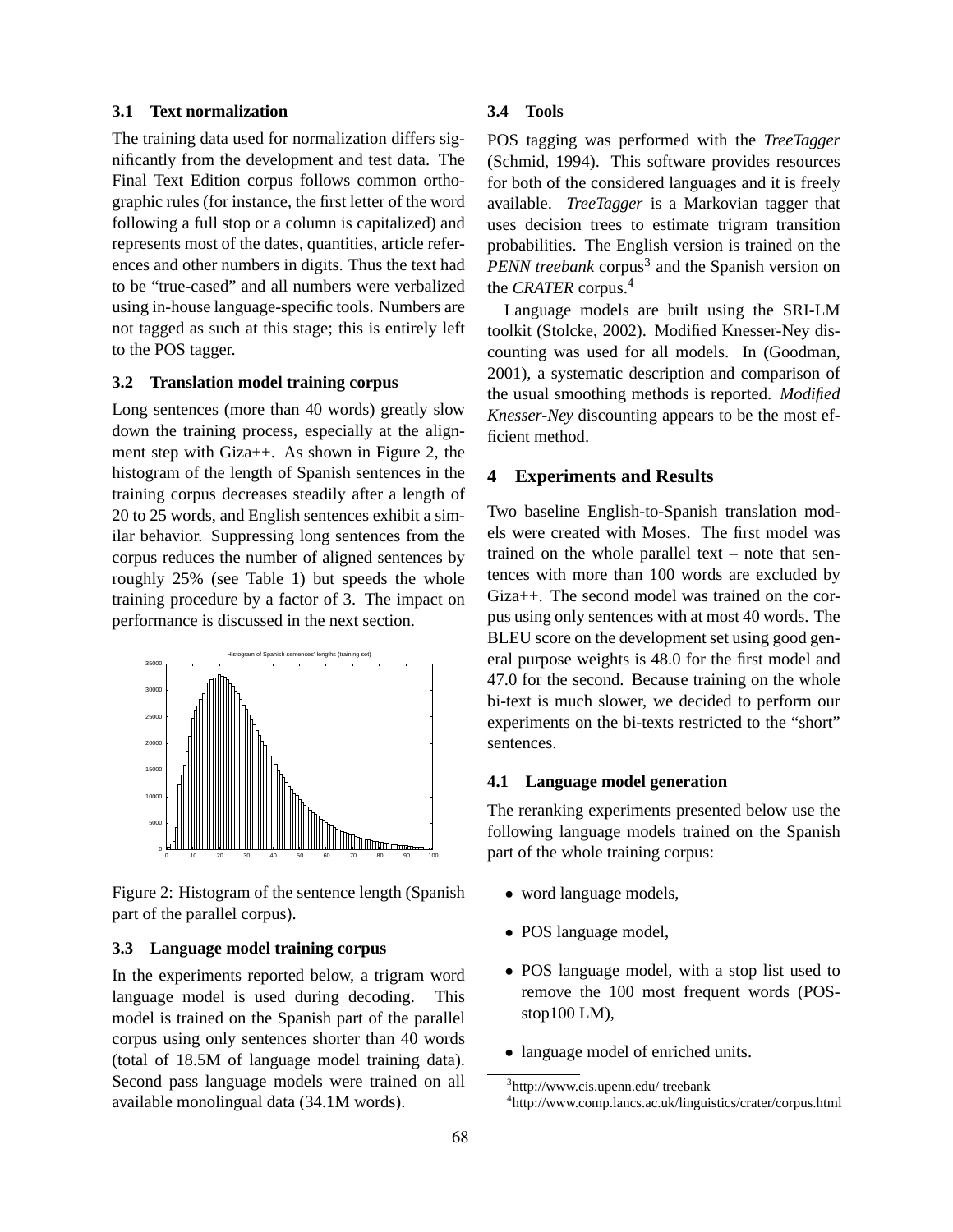### 3.1 Text normalization

The training data used for normalization differs significantly from the development and test data. The Final Text Edition corpus follows common orthographic rules (for instance, the first letter of the word following a full stop or a column is capitalized) and represents most of the dates, quantities, article references and other numbers in digits. Thus the text had to be "true-cased" and all numbers were verbalized using in-house language-specific tools. Numbers are not tagged as such at this stage; this is entirely left to the POS tagger.

### 3.2 Translation model training corpus

Long sentences (more than 40 words) greatly slow down the training process, especially at the alignment step with Giza++. As shown in Figure 2, the histogram of the length of Spanish sentences in the training corpus decreases steadily after a length of 20 to 25 words, and English sentences exhibit a similar behavior. Suppressing long sentences from the corpus reduces the number of aligned sentences by roughly 25% (see Table 1) but speeds the whole training procedure by a factor of 3. The impact on performance is discussed in the next section.

Figure 2: Histogram of the sentence length (Spanish part of the parallel corpus).

### 3.3 Language model training corpus

In the experiments reported below, a trigram word language model is used during decoding. This model is trained on the Spanish part of the parallel corpus using only sentences shorter than 40 words (total of 18.5M of language model training data). Second pass language models were trained on all available monolingual data (34.1M words).

### 3.4 Tools

POS tagging was performed with the *TreeTagger* (Schmid, 1994). This software provides resources for both of the considered languages and it is freely available. *TreeTagger* is a Markovian tagger that uses decision trees to estimate trigram transition probabilities. The English version is trained on the *PENN treebank* corpus[3] and the Spanish version on the *CRATER* corpus.[4]

Language models are built using the SRI-LM toolkit (Stolcke, 2002). Modified Knesser-Ney discounting was used for all models. In (Goodman, 2001), a systematic description and comparison of the usual smoothing methods is reported. *Modified Knesser-Ney* discounting appears to be the most efficient method.

## 4 Experiments and Results

Two baseline English-to-Spanish translation models were created with Moses. The first model was trained on the whole parallel text – note that sentences with more than 100 words are excluded by Giza++. The second model was trained on the corpus using only sentences with at most 40 words. The BLEU score on the development set using good general purpose weights is 48.0 for the first model and 47.0 for the second. Because training on the whole bi-text is much slower, we decided to perform our experiments on the bi-texts restricted to the "short" sentences.

### 4.1 Language model generation

The reranking experiments presented below use the following language models trained on the Spanish part of the whole training corpus:

- word language models,
- POS language model,
- POS language model, with a stop list used to remove the 100 most frequent words (POS-stop100 LM),
- language model of enriched units.

[3] http://www.cis.upenn.edu/ treebank

[4] http://www.comp.lancs.ac.uk/linguistics/crater/corpus.html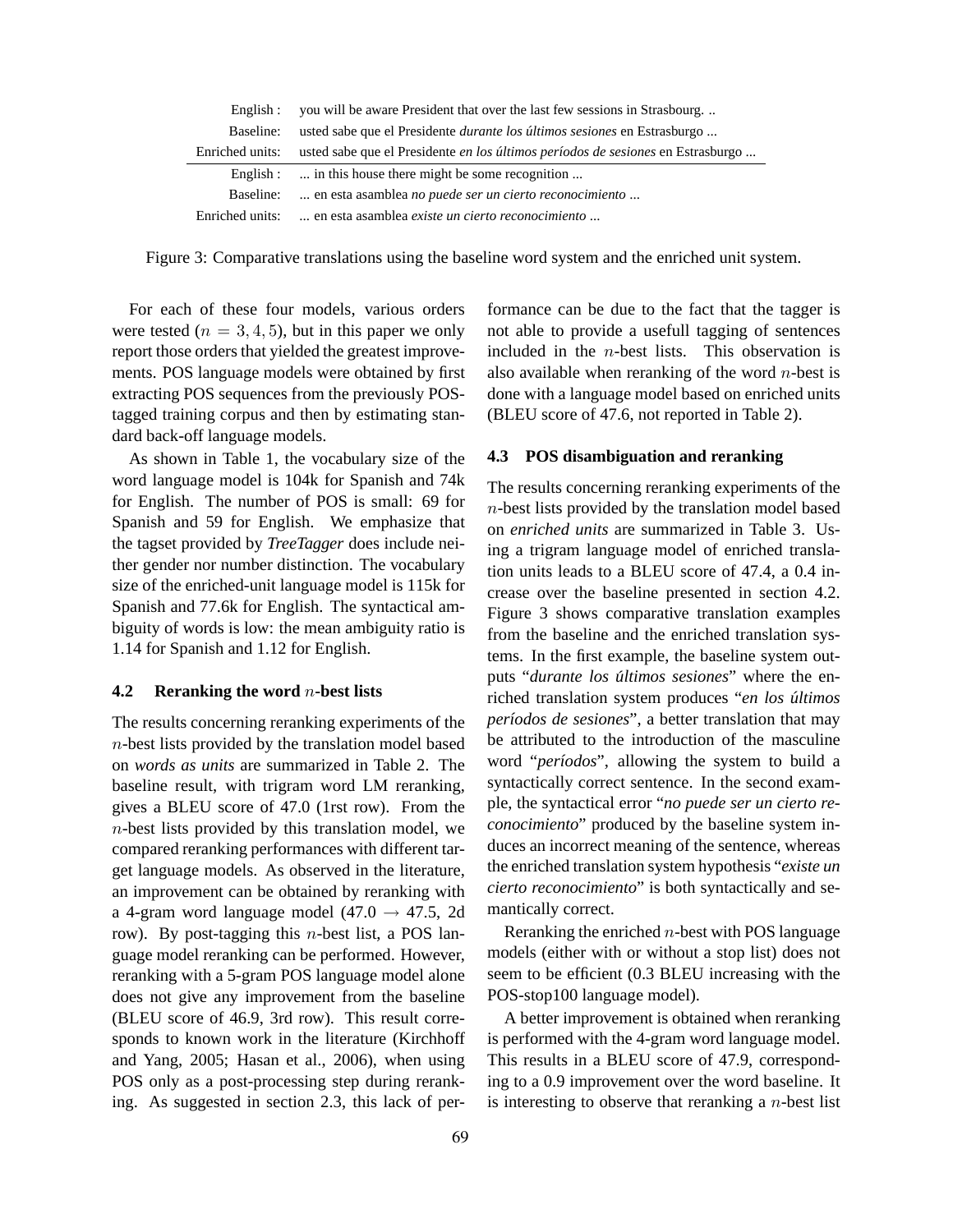| | |
|---|---|
| English : | you will be aware President that over the last few sessions in Strasbourg. .. |
| Baseline: | usted sabe que el Presidente *durante los últimos sesiones* en Estrasburgo ... |
| Enriched units: | usted sabe que el Presidente *en los últimos períodos de sesiones* en Estrasburgo ... |
| English : | ... in this house there might be some recognition ... |
| Baseline: | ... en esta asamblea *no puede ser un cierto reconocimiento* ... |
| Enriched units: | ... en esta asamblea *existe un cierto reconocimiento* ... |

Figure 3: Comparative translations using the baseline word system and the enriched unit system.

For each of these four models, various orders were tested ($n = 3, 4, 5$), but in this paper we only report those orders that yielded the greatest improvements. POS language models were obtained by first extracting POS sequences from the previously POS-tagged training corpus and then by estimating standard back-off language models.

As shown in Table 1, the vocabulary size of the word language model is 104k for Spanish and 74k for English. The number of POS is small: 69 for Spanish and 59 for English. We emphasize that the tagset provided by *TreeTagger* does include neither gender nor number distinction. The vocabulary size of the enriched-unit language model is 115k for Spanish and 77.6k for English. The syntactical ambiguity of words is low: the mean ambiguity ratio is 1.14 for Spanish and 1.12 for English.

### 4.2 Reranking the word $n$-best lists

The results concerning reranking experiments of the $n$-best lists provided by the translation model based on *words as units* are summarized in Table 2. The baseline result, with trigram word LM reranking, gives a BLEU score of 47.0 (1rst row). From the $n$-best lists provided by this translation model, we compared reranking performances with different target language models. As observed in the literature, an improvement can be obtained by reranking with a 4-gram word language model (47.0 $\rightarrow$ 47.5, 2d row). By post-tagging this $n$-best list, a POS language model reranking can be performed. However, reranking with a 5-gram POS language model alone does not give any improvement from the baseline (BLEU score of 46.9, 3rd row). This result corresponds to known work in the literature (Kirchhoff and Yang, 2005; Hasan et al., 2006), when using POS only as a post-processing step during reranking. As suggested in section 2.3, this lack of performance can be due to the fact that the tagger is not able to provide a usefull tagging of sentences included in the $n$-best lists. This observation is also available when reranking of the word $n$-best is done with a language model based on enriched units (BLEU score of 47.6, not reported in Table 2).

### 4.3 POS disambiguation and reranking

The results concerning reranking experiments of the $n$-best lists provided by the translation model based on *enriched units* are summarized in Table 3. Using a trigram language model of enriched translation units leads to a BLEU score of 47.4, a 0.4 increase over the baseline presented in section 4.2. Figure 3 shows comparative translation examples from the baseline and the enriched translation systems. In the first example, the baseline system outputs "*durante los últimos sesiones*" where the enriched translation system produces "*en los últimos períodos de sesiones*", a better translation that may be attributed to the introduction of the masculine word "*períodos*", allowing the system to build a syntactically correct sentence. In the second example, the syntactical error "*no puede ser un cierto reconocimiento*" produced by the baseline system induces an incorrect meaning of the sentence, whereas the enriched translation system hypothesis "*existe un cierto reconocimiento*" is both syntactically and semantically correct.

Reranking the enriched $n$-best with POS language models (either with or without a stop list) does not seem to be efficient (0.3 BLEU increasing with the POS-stop100 language model).

A better improvement is obtained when reranking is performed with the 4-gram word language model. This results in a BLEU score of 47.9, corresponding to a 0.9 improvement over the word baseline. It is interesting to observe that reranking a $n$-best list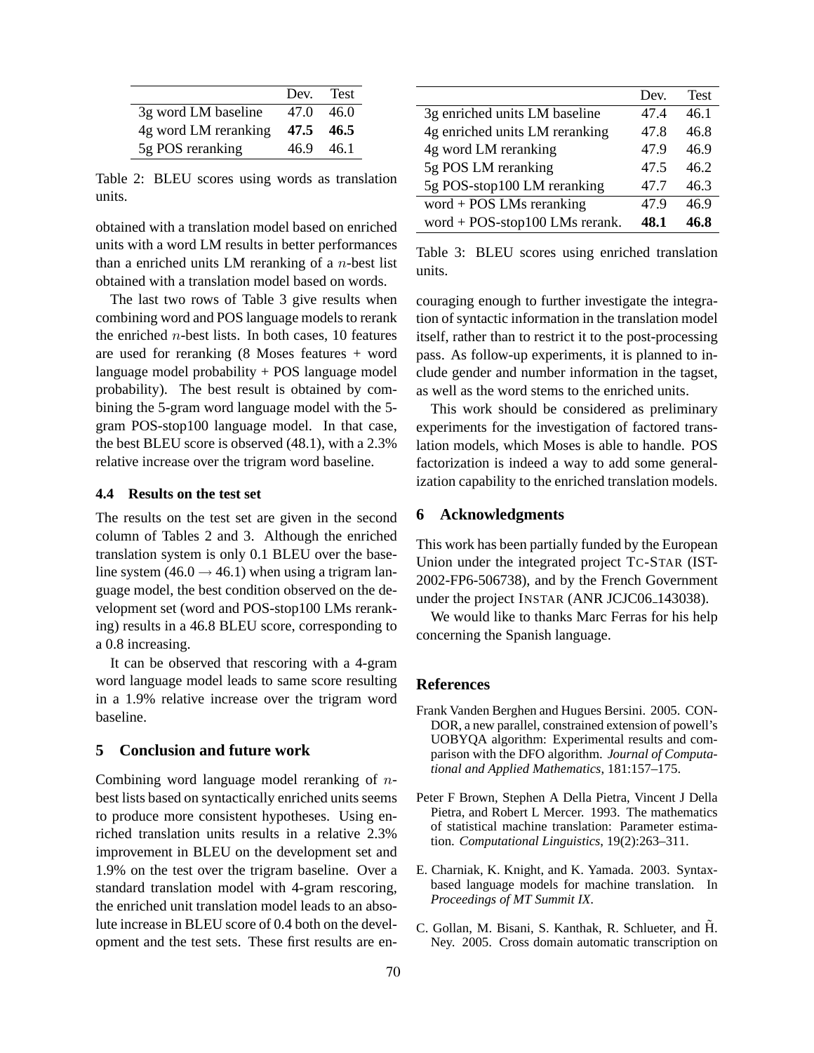|  | Dev. | Test |
|---|---|---|
| 3g word LM baseline | 47.0 | 46.0 |
| 4g word LM reranking | **47.5** | **46.5** |
| 5g POS reranking | 46.9 | 46.1 |

Table 2: BLEU scores using words as translation units.

obtained with a translation model based on enriched units with a word LM results in better performances than a enriched units LM reranking of a $n$-best list obtained with a translation model based on words.

The last two rows of Table 3 give results when combining word and POS language models to rerank the enriched $n$-best lists. In both cases, 10 features are used for reranking (8 Moses features + word language model probability + POS language model probability). The best result is obtained by combining the 5-gram word language model with the 5-gram POS-stop100 language model. In that case, the best BLEU score is observed (48.1), with a 2.3% relative increase over the trigram word baseline.

### 4.4 Results on the test set

The results on the test set are given in the second column of Tables 2 and 3. Although the enriched translation system is only 0.1 BLEU over the baseline system ($46.0 \rightarrow 46.1$) when using a trigram language model, the best condition observed on the development set (word and POS-stop100 LMs reranking) results in a 46.8 BLEU score, corresponding to a 0.8 increasing.

It can be observed that rescoring with a 4-gram word language model leads to same score resulting in a 1.9% relative increase over the trigram word baseline.

## 5 Conclusion and future work

Combining word language model reranking of $n$-best lists based on syntactically enriched units seems to produce more consistent hypotheses. Using enriched translation units results in a relative 2.3% improvement in BLEU on the development set and 1.9% on the test over the trigram baseline. Over a standard translation model with 4-gram rescoring, the enriched unit translation model leads to an absolute increase in BLEU score of 0.4 both on the development and the test sets. These first results are encouraging enough to further investigate the integration of syntactic information in the translation model itself, rather than to restrict it to the post-processing pass. As follow-up experiments, it is planned to include gender and number information in the tagset, as well as the word stems to the enriched units.

|  | Dev. | Test |
|---|---|---|
| 3g enriched units LM baseline | 47.4 | 46.1 |
| 4g enriched units LM reranking | 47.8 | 46.8 |
| 4g word LM reranking | 47.9 | 46.9 |
| 5g POS LM reranking | 47.5 | 46.2 |
| 5g POS-stop100 LM reranking | 47.7 | 46.3 |
| word + POS LMs reranking | 47.9 | 46.9 |
| word + POS-stop100 LMs rerank. | **48.1** | **46.8** |

Table 3: BLEU scores using enriched translation units.

This work should be considered as preliminary experiments for the investigation of factored translation models, which Moses is able to handle. POS factorization is indeed a way to add some generalization capability to the enriched translation models.

## 6 Acknowledgments

This work has been partially funded by the European Union under the integrated project TC-STAR (IST-2002-FP6-506738), and by the French Government under the project INSTAR (ANR JCJC06_143038).

We would like to thanks Marc Ferras for his help concerning the Spanish language.

## References

Frank Vanden Berghen and Hugues Bersini. 2005. CONDOR, a new parallel, constrained extension of powell's UOBYQA algorithm: Experimental results and comparison with the DFO algorithm. *Journal of Computational and Applied Mathematics*, 181:157–175.

Peter F Brown, Stephen A Della Pietra, Vincent J Della Pietra, and Robert L Mercer. 1993. The mathematics of statistical machine translation: Parameter estimation. *Computational Linguistics*, 19(2):263–311.

E. Charniak, K. Knight, and K. Yamada. 2003. Syntax-based language models for machine translation. In *Proceedings of MT Summit IX*.

C. Gollan, M. Bisani, S. Kanthak, R. Schlueter, and H̃. Ney. 2005. Cross domain automatic transcription on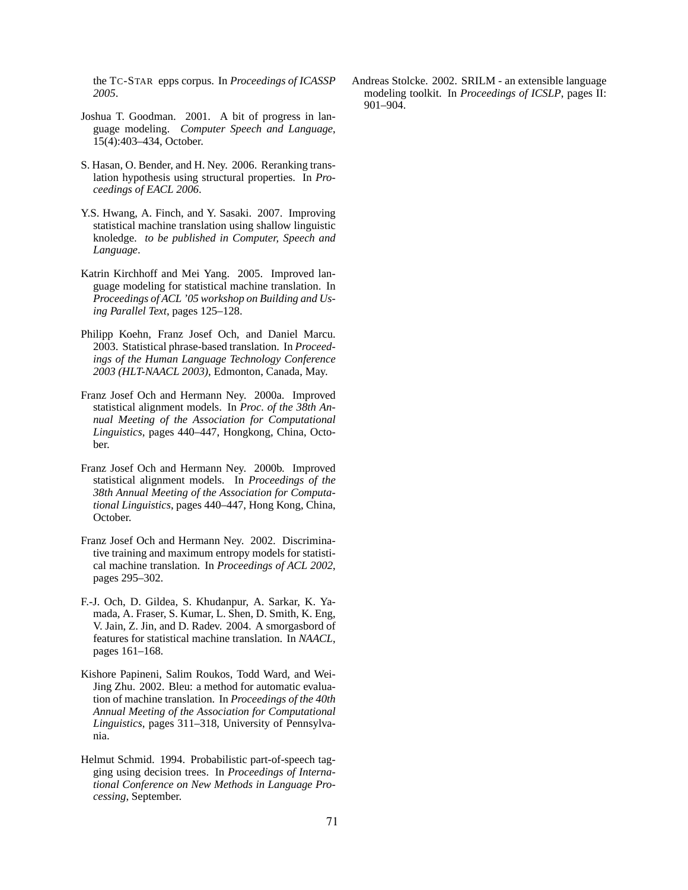the TC-STAR epps corpus. In *Proceedings of ICASSP 2005*.

Joshua T. Goodman. 2001. A bit of progress in language modeling. *Computer Speech and Language*, 15(4):403–434, October.

S. Hasan, O. Bender, and H. Ney. 2006. Reranking translation hypothesis using structural properties. In *Proceedings of EACL 2006*.

Y.S. Hwang, A. Finch, and Y. Sasaki. 2007. Improving statistical machine translation using shallow linguistic knoledge. *to be published in Computer, Speech and Language*.

Katrin Kirchhoff and Mei Yang. 2005. Improved language modeling for statistical machine translation. In *Proceedings of ACL '05 workshop on Building and Using Parallel Text*, pages 125–128.

Philipp Koehn, Franz Josef Och, and Daniel Marcu. 2003. Statistical phrase-based translation. In *Proceedings of the Human Language Technology Conference 2003 (HLT-NAACL 2003)*, Edmonton, Canada, May.

Franz Josef Och and Hermann Ney. 2000a. Improved statistical alignment models. In *Proc. of the 38th Annual Meeting of the Association for Computational Linguistics*, pages 440–447, Hongkong, China, October.

Franz Josef Och and Hermann Ney. 2000b. Improved statistical alignment models. In *Proceedings of the 38th Annual Meeting of the Association for Computational Linguistics*, pages 440–447, Hong Kong, China, October.

Franz Josef Och and Hermann Ney. 2002. Discriminative training and maximum entropy models for statistical machine translation. In *Proceedings of ACL 2002*, pages 295–302.

F.-J. Och, D. Gildea, S. Khudanpur, A. Sarkar, K. Yamada, A. Fraser, S. Kumar, L. Shen, D. Smith, K. Eng, V. Jain, Z. Jin, and D. Radev. 2004. A smorgasbord of features for statistical machine translation. In *NAACL*, pages 161–168.

Kishore Papineni, Salim Roukos, Todd Ward, and Wei-Jing Zhu. 2002. Bleu: a method for automatic evaluation of machine translation. In *Proceedings of the 40th Annual Meeting of the Association for Computational Linguistics*, pages 311–318, University of Pennsylvania.

Helmut Schmid. 1994. Probabilistic part-of-speech tagging using decision trees. In *Proceedings of International Conference on New Methods in Language Processing*, September.

Andreas Stolcke. 2002. SRILM - an extensible language modeling toolkit. In *Proceedings of ICSLP*, pages II: 901–904.